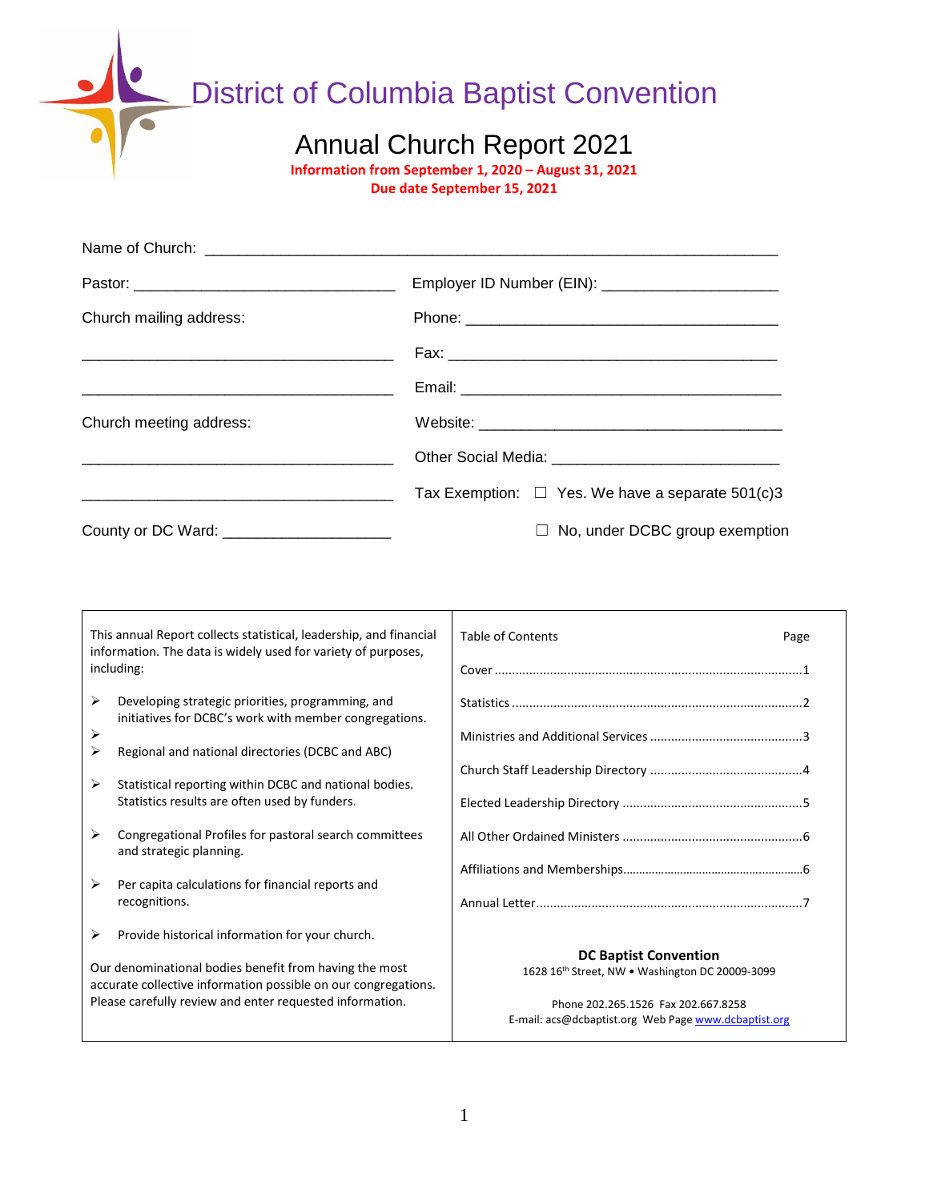# District of Columbia Baptist Convention

## Annual Church Report 2021

**Information from September 1, 2020 – August 31, 2021**
**Due date September 15, 2021**

Name of Church: ____________________________________________________________

Pastor: _______________________________ Employer ID Number (EIN): ____________________

Church mailing address: Phone: ____________________________________

___________________________________ Fax: ______________________________________

___________________________________ Email: ____________________________________

Church meeting address: Website: __________________________________

___________________________________ Other Social Media: _________________________

___________________________________ Tax Exemption: ☐ Yes. We have a separate 501(c)3

County or DC Ward: ___________________ ☐ No, under DCBC group exemption

This annual Report collects statistical, leadership, and financial information. The data is widely used for variety of purposes, including:

- Developing strategic priorities, programming, and initiatives for DCBC's work with member congregations.
- 
- Regional and national directories (DCBC and ABC)
- Statistical reporting within DCBC and national bodies. Statistics results are often used by funders.
- Congregational Profiles for pastoral search committees and strategic planning.
- Per capita calculations for financial reports and recognitions.
- Provide historical information for your church.

Our denominational bodies benefit from having the most accurate collective information possible on our congregations. Please carefully review and enter requested information.

| Table of Contents | Page |
|---|---|
| Cover | 1 |
| Statistics | 2 |
| Ministries and Additional Services | 3 |
| Church Staff Leadership Directory | 4 |
| Elected Leadership Directory | 5 |
| All Other Ordained Ministers | 6 |
| Affiliations and Memberships | 6 |
| Annual Letter | 7 |

**DC Baptist Convention**
1628 16th Street, NW • Washington DC 20009-3099

Phone 202.265.1526 Fax 202.667.8258
E-mail: acs@dcbaptist.org Web Page www.dcbaptist.org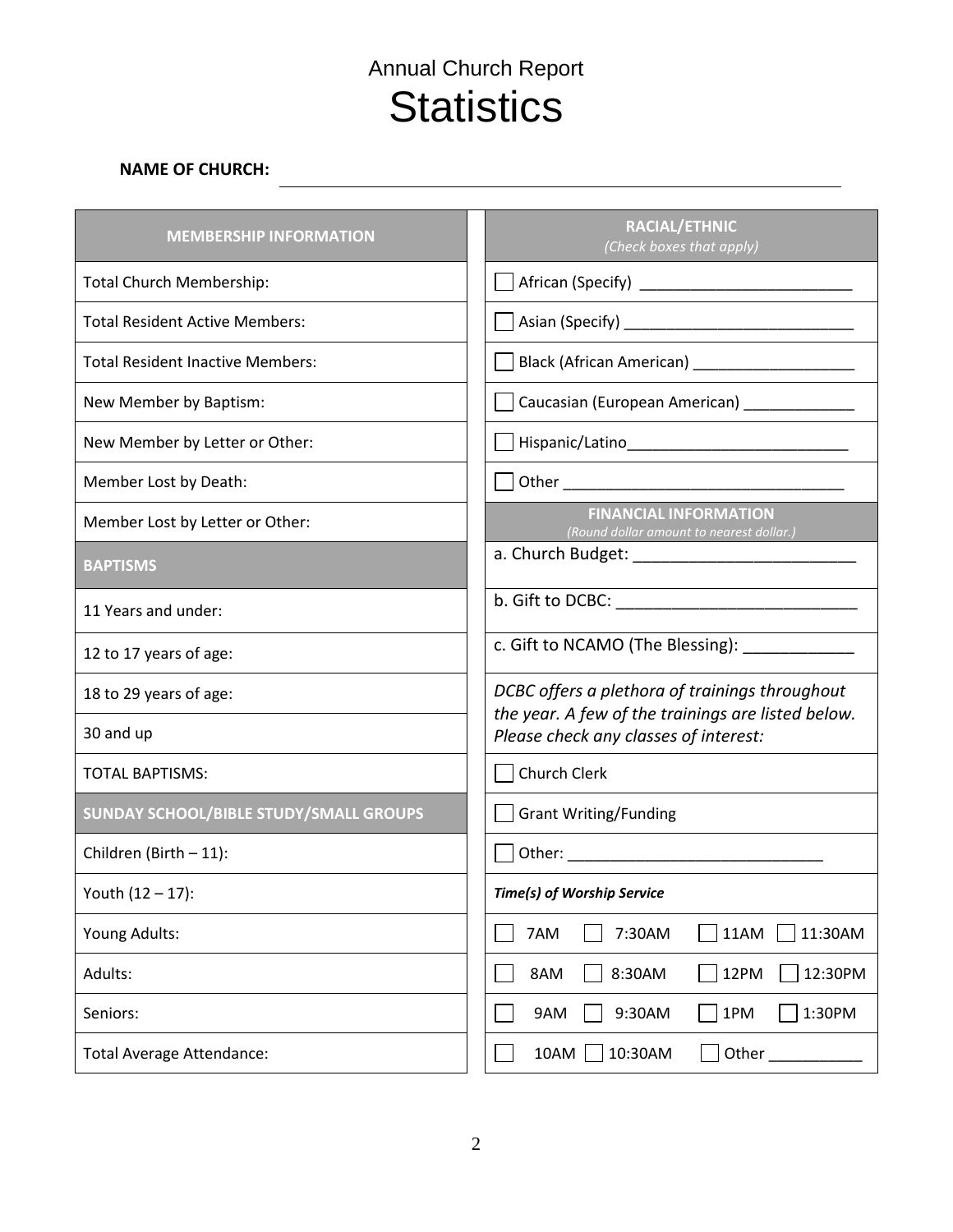Annual Church Report

# Statistics

**NAME OF CHURCH:** ____________________________________________

| MEMBERSHIP INFORMATION |
|---|
| Total Church Membership: |
| Total Resident Active Members: |
| Total Resident Inactive Members: |
| New Member by Baptism: |
| New Member by Letter or Other: |
| Member Lost by Death: |
| Member Lost by Letter or Other: |
| **BAPTISMS** |
| 11 Years and under: |
| 12 to 17 years of age: |
| 18 to 29 years of age: |
| 30 and up |
| TOTAL BAPTISMS: |
| **SUNDAY SCHOOL/BIBLE STUDY/SMALL GROUPS** |
| Children (Birth – 11): |
| Youth (12 – 17): |
| Young Adults: |
| Adults: |
| Seniors: |
| Total Average Attendance: |

| RACIAL/ETHNIC *(Check boxes that apply)* |
|---|
| ☐ African (Specify) _________________________ |
| ☐ Asian (Specify) ___________________________ |
| ☐ Black (African American) ___________________ |
| ☐ Caucasian (European American) _____________ |
| ☐ Hispanic/Latino__________________________ |
| ☐ Other _________________________________ |
| **FINANCIAL INFORMATION** *(Round dollar amount to nearest dollar.)* |
| a. Church Budget: _________________________ |
| b. Gift to DCBC: ___________________________ |
| c. Gift to NCAMO (The Blessing): ____________ |
| *DCBC offers a plethora of trainings throughout the year. A few of the trainings are listed below. Please check any classes of interest:* |
| ☐ Church Clerk |
| ☐ Grant Writing/Funding |
| ☐ Other: ______________________________ |

***Time(s) of Worship Service***

| | | | |
|---|---|---|---|
| ☐ 7AM | ☐ 7:30AM | ☐ 11AM | ☐ 11:30AM |
| ☐ 8AM | ☐ 8:30AM | ☐ 12PM | ☐ 12:30PM |
| ☐ 9AM | ☐ 9:30AM | ☐ 1PM | ☐ 1:30PM |
| ☐ 10AM | ☐ 10:30AM | ☐ Other ___________ | |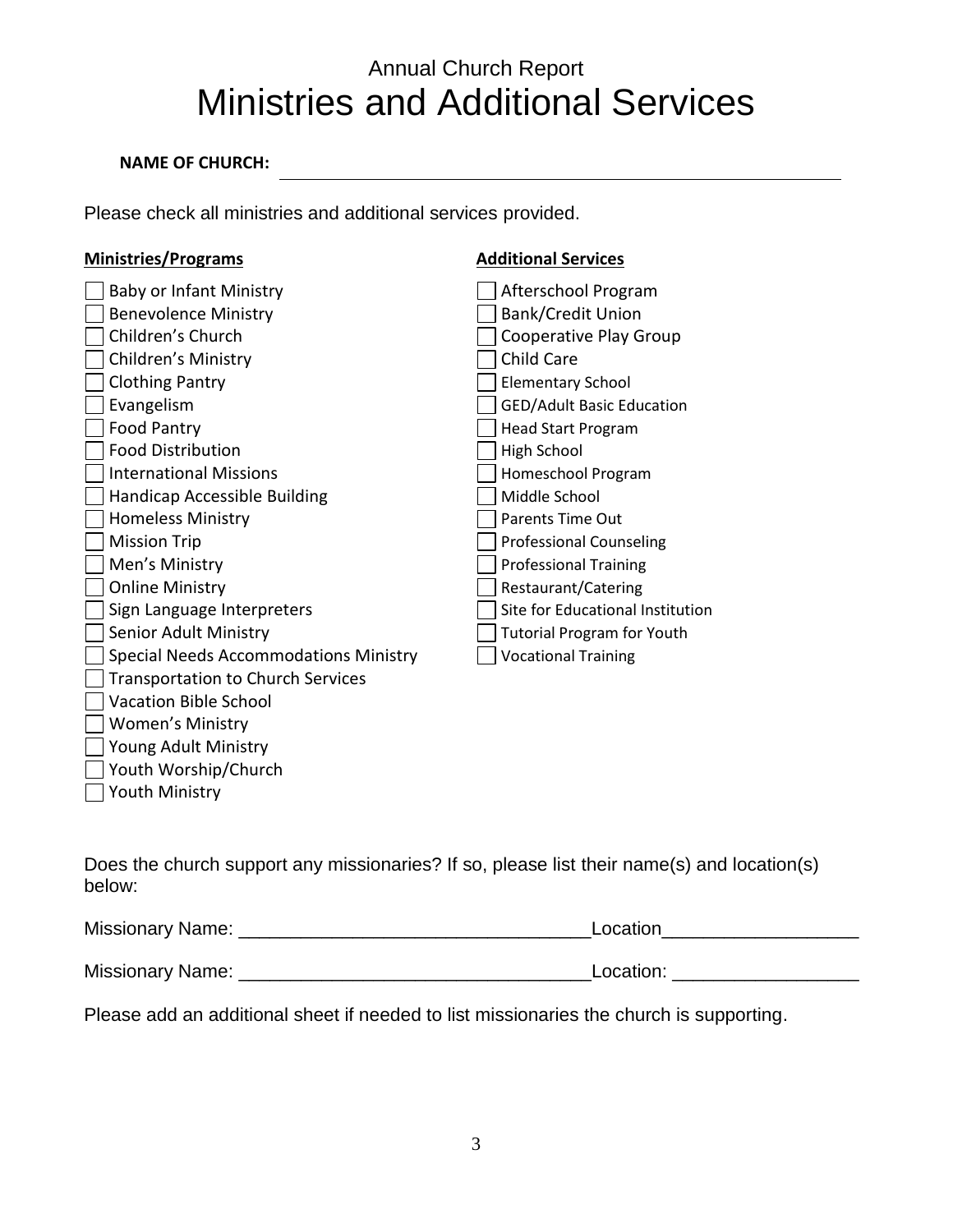Annual Church Report

# Ministries and Additional Services

**NAME OF CHURCH:** ________________________________________________

Please check all ministries and additional services provided.

**Ministries/Programs**

- [ ] Baby or Infant Ministry
- [ ] Benevolence Ministry
- [ ] Children's Church
- [ ] Children's Ministry
- [ ] Clothing Pantry
- [ ] Evangelism
- [ ] Food Pantry
- [ ] Food Distribution
- [ ] International Missions
- [ ] Handicap Accessible Building
- [ ] Homeless Ministry
- [ ] Mission Trip
- [ ] Men's Ministry
- [ ] Online Ministry
- [ ] Sign Language Interpreters
- [ ] Senior Adult Ministry
- [ ] Special Needs Accommodations Ministry
- [ ] Transportation to Church Services
- [ ] Vacation Bible School
- [ ] Women's Ministry
- [ ] Young Adult Ministry
- [ ] Youth Worship/Church
- [ ] Youth Ministry

**Additional Services**

- [ ] Afterschool Program
- [ ] Bank/Credit Union
- [ ] Cooperative Play Group
- [ ] Child Care
- [ ] Elementary School
- [ ] GED/Adult Basic Education
- [ ] Head Start Program
- [ ] High School
- [ ] Homeschool Program
- [ ] Middle School
- [ ] Parents Time Out
- [ ] Professional Counseling
- [ ] Professional Training
- [ ] Restaurant/Catering
- [ ] Site for Educational Institution
- [ ] Tutorial Program for Youth
- [ ] Vocational Training

Does the church support any missionaries? If so, please list their name(s) and location(s) below:

Missionary Name: _________________________________Location__________________

Missionary Name: _________________________________Location: _________________

Please add an additional sheet if needed to list missionaries the church is supporting.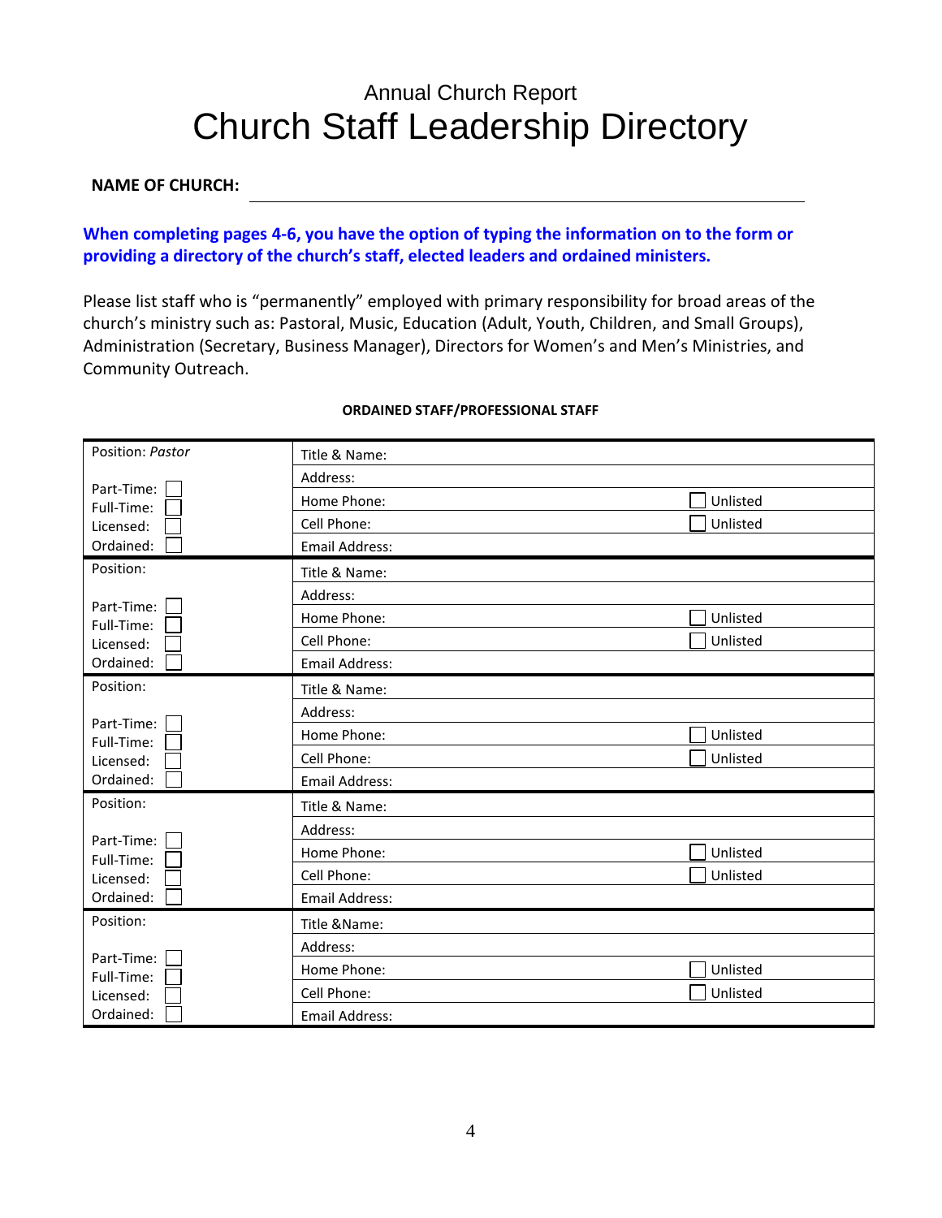Annual Church Report

# Church Staff Leadership Directory

**NAME OF CHURCH:** ______________________________

**When completing pages 4-6, you have the option of typing the information on to the form or providing a directory of the church's staff, elected leaders and ordained ministers.**

Please list staff who is "permanently" employed with primary responsibility for broad areas of the church's ministry such as: Pastoral, Music, Education (Adult, Youth, Children, and Small Groups), Administration (Secretary, Business Manager), Directors for Women's and Men's Ministries, and Community Outreach.

**ORDAINED STAFF/PROFESSIONAL STAFF**

| | | |
|---|---|---|
| Position: *Pastor* | Title & Name: | |
| Part-Time: ☐ | Address: | |
| Full-Time: ☐ | Home Phone: | ☐ Unlisted |
| Licensed: ☐ | Cell Phone: | ☐ Unlisted |
| Ordained: ☐ | Email Address: | |
| Position: | Title & Name: | |
| Part-Time: ☐ | Address: | |
| Full-Time: ☐ | Home Phone: | ☐ Unlisted |
| Licensed: ☐ | Cell Phone: | ☐ Unlisted |
| Ordained: ☐ | Email Address: | |
| Position: | Title & Name: | |
| Part-Time: ☐ | Address: | |
| Full-Time: ☐ | Home Phone: | ☐ Unlisted |
| Licensed: ☐ | Cell Phone: | ☐ Unlisted |
| Ordained: ☐ | Email Address: | |
| Position: | Title & Name: | |
| Part-Time: ☐ | Address: | |
| Full-Time: ☐ | Home Phone: | ☐ Unlisted |
| Licensed: ☐ | Cell Phone: | ☐ Unlisted |
| Ordained: ☐ | Email Address: | |
| Position: | Title &Name: | |
| Part-Time: ☐ | Address: | |
| Full-Time: ☐ | Home Phone: | ☐ Unlisted |
| Licensed: ☐ | Cell Phone: | ☐ Unlisted |
| Ordained: ☐ | Email Address: | |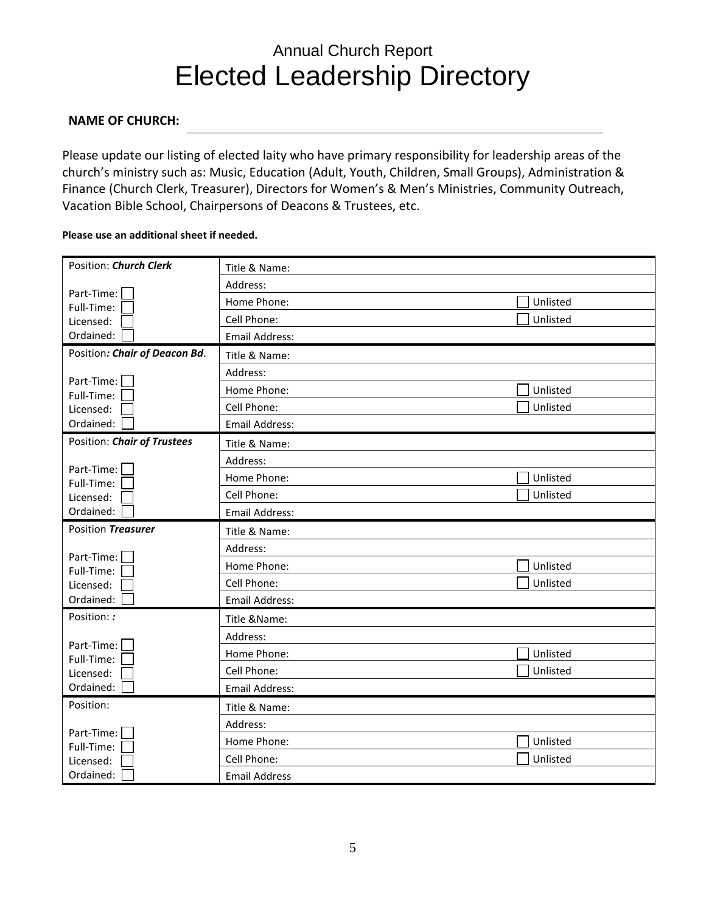Annual Church Report

# Elected Leadership Directory

**NAME OF CHURCH:** ______________________________

Please update our listing of elected laity who have primary responsibility for leadership areas of the church's ministry such as: Music, Education (Adult, Youth, Children, Small Groups), Administration & Finance (Church Clerk, Treasurer), Directors for Women's & Men's Ministries, Community Outreach, Vacation Bible School, Chairpersons of Deacons & Trustees, etc.

**Please use an additional sheet if needed.**

| Position | Contact Information | |
|---|---|---|
| Position: ***Church Clerk*** | Title & Name: | |
| Part-Time: ☐ | Address: | |
| Full-Time: ☐ | Home Phone: | ☐ Unlisted |
| Licensed: ☐ | Cell Phone: | ☐ Unlisted |
| Ordained: ☐ | Email Address: | |
| Position***: Chair of Deacon Bd***. | Title & Name: | |
| Part-Time: ☐ | Address: | |
| Full-Time: ☐ | Home Phone: | ☐ Unlisted |
| Licensed: ☐ | Cell Phone: | ☐ Unlisted |
| Ordained: ☐ | Email Address: | |
| Position: ***Chair of Trustees*** | Title & Name: | |
| Part-Time: ☐ | Address: | |
| Full-Time: ☐ | Home Phone: | ☐ Unlisted |
| Licensed: ☐ | Cell Phone: | ☐ Unlisted |
| Ordained: ☐ | Email Address: | |
| Position ***Treasurer*** | Title & Name: | |
| Part-Time: ☐ | Address: | |
| Full-Time: ☐ | Home Phone: | ☐ Unlisted |
| Licensed: ☐ | Cell Phone: | ☐ Unlisted |
| Ordained: ☐ | Email Address: | |
| Position: ***:*** | Title &Name: | |
| Part-Time: ☐ | Address: | |
| Full-Time: ☐ | Home Phone: | ☐ Unlisted |
| Licensed: ☐ | Cell Phone: | ☐ Unlisted |
| Ordained: ☐ | Email Address: | |
| Position: | Title & Name: | |
| Part-Time: ☐ | Address: | |
| Full-Time: ☐ | Home Phone: | ☐ Unlisted |
| Licensed: ☐ | Cell Phone: | ☐ Unlisted |
| Ordained: ☐ | Email Address | |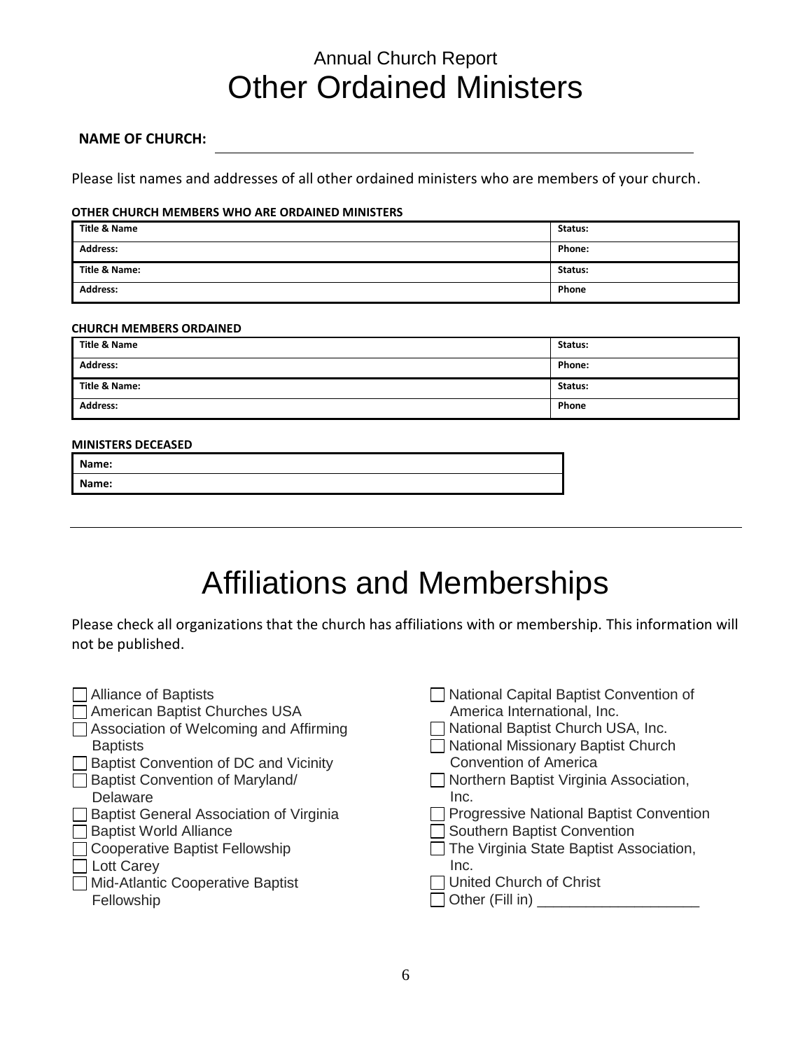Annual Church Report

# Other Ordained Ministers

**NAME OF CHURCH:** ______________________________________________

Please list names and addresses of all other ordained ministers who are members of your church.

**OTHER CHURCH MEMBERS WHO ARE ORDAINED MINISTERS**

| Title & Name | Status: |
|---|---|
| **Address:** | **Phone:** |
| **Title & Name:** | **Status:** |
| **Address:** | **Phone** |

**CHURCH MEMBERS ORDAINED**

| Title & Name | Status: |
|---|---|
| **Address:** | **Phone:** |
| **Title & Name:** | **Status:** |
| **Address:** | **Phone** |

**MINISTERS DECEASED**

| Name: |
|---|
| **Name:** |

---

# Affiliations and Memberships

Please check all organizations that the church has affiliations with or membership. This information will not be published.

- ☐ Alliance of Baptists
- ☐ American Baptist Churches USA
- ☐ Association of Welcoming and Affirming Baptists
- ☐ Baptist Convention of DC and Vicinity
- ☐ Baptist Convention of Maryland/ Delaware
- ☐ Baptist General Association of Virginia
- ☐ Baptist World Alliance
- ☐ Cooperative Baptist Fellowship
- ☐ Lott Carey
- ☐ Mid-Atlantic Cooperative Baptist Fellowship
- ☐ National Capital Baptist Convention of America International, Inc.
- ☐ National Baptist Church USA, Inc.
- ☐ National Missionary Baptist Church Convention of America
- ☐ Northern Baptist Virginia Association, Inc.
- ☐ Progressive National Baptist Convention
- ☐ Southern Baptist Convention
- ☐ The Virginia State Baptist Association, Inc.
- ☐ United Church of Christ
- ☐ Other (Fill in) ____________________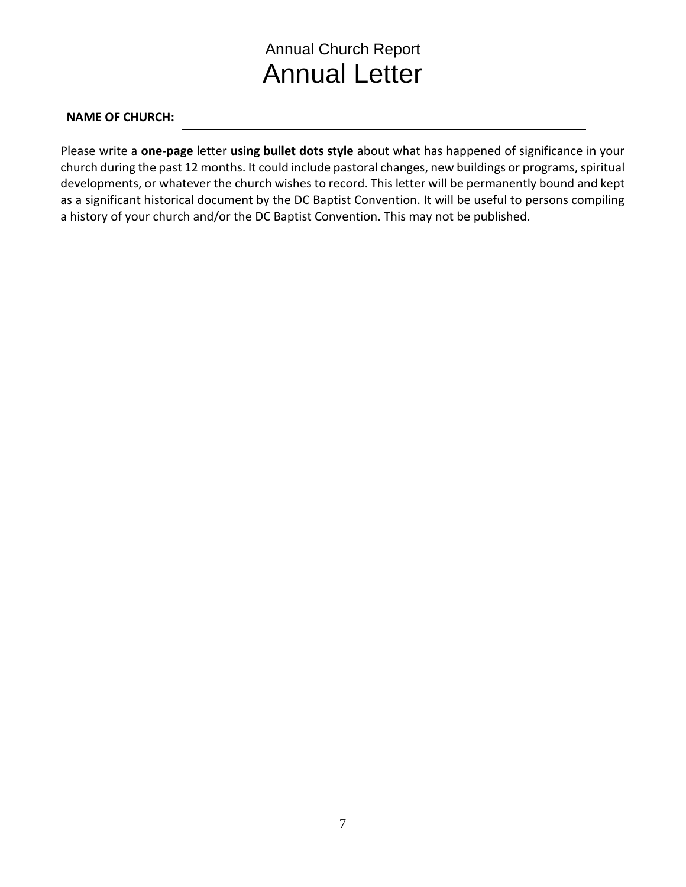Annual Church Report

# Annual Letter

**NAME OF CHURCH:** ______________________________________________

Please write a **one-page** letter **using bullet dots style** about what has happened of significance in your church during the past 12 months. It could include pastoral changes, new buildings or programs, spiritual developments, or whatever the church wishes to record. This letter will be permanently bound and kept as a significant historical document by the DC Baptist Convention. It will be useful to persons compiling a history of your church and/or the DC Baptist Convention. This may not be published.